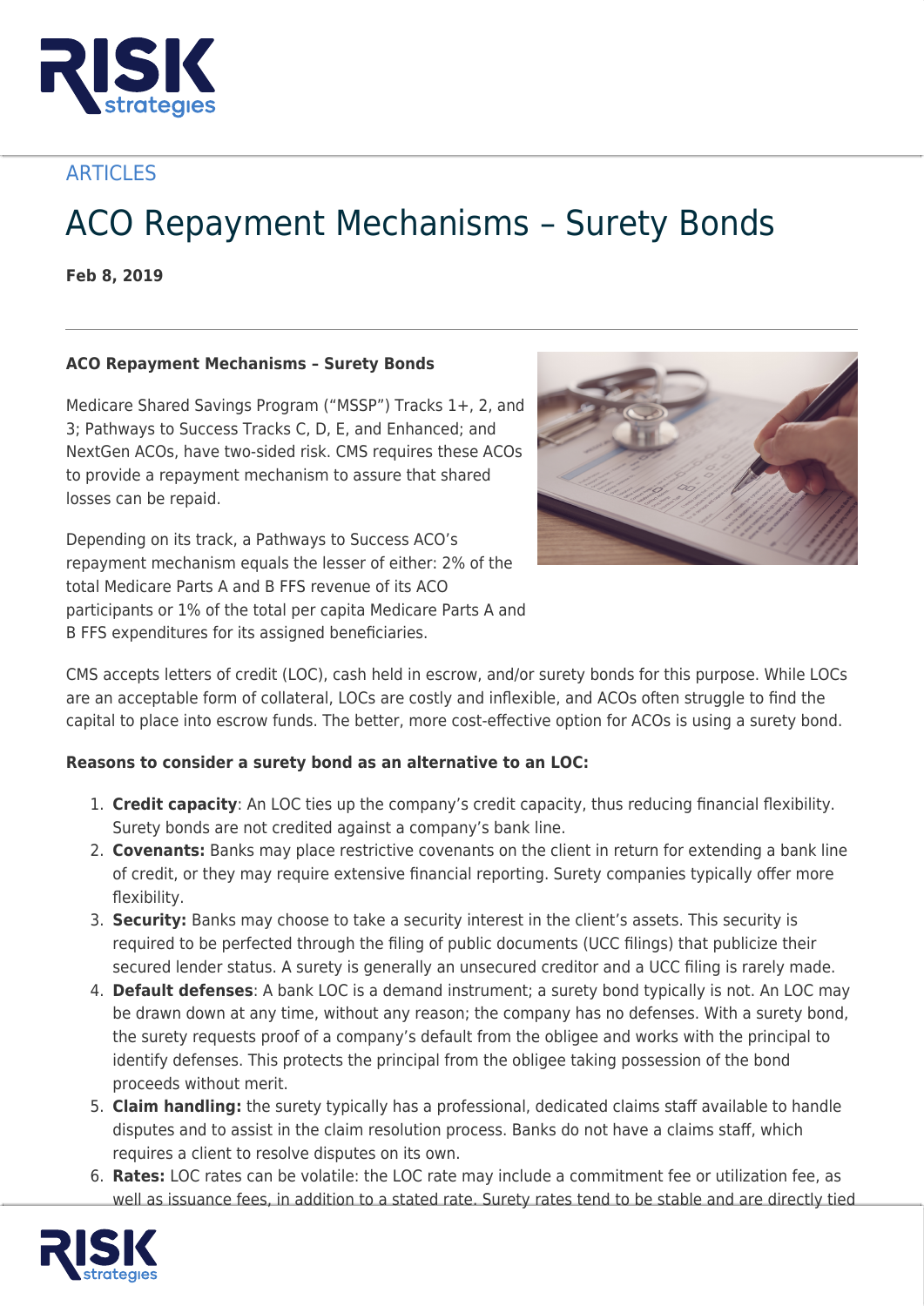ARTICLES

# ACO Repayment Mechanisms – Surety Bonds

**Feb 8, 2019**

**ACO Repayment Mechanisms – Surety Bonds**

Medicare Shared Savings Program ("MSSP") Tracks 1+, 2, and 3; Pathways to Success Tracks C, D, E, and Enhanced; and NextGen ACOs, have two-sided risk. CMS requires these ACOs to provide a repayment mechanism to assure that shared losses can be repaid.

Depending on its track, a Pathways to Success ACO's repayment mechanism equals the lesser of either: 2% of the total Medicare Parts A and B FFS revenue of its ACO participants or 1% of the total per capita Medicare Parts A and B FFS expenditures for its assigned beneficiaries.

CMS accepts letters of credit (LOC), cash held in escrow, and/or surety bonds for this purpose. While LOCs are an acceptable form of collateral, LOCs are costly and inflexible, and ACOs often struggle to find the capital to place into escrow funds. The better, more cost-effective option for ACOs is using a surety bond.

**Reasons to consider a surety bond as an alternative to an LOC:**

1. **Credit capacity**: An LOC ties up the company's credit capacity, thus reducing financial flexibility. Surety bonds are not credited against a company's bank line.
2. **Covenants:** Banks may place restrictive covenants on the client in return for extending a bank line of credit, or they may require extensive financial reporting. Surety companies typically offer more flexibility.
3. **Security:** Banks may choose to take a security interest in the client's assets. This security is required to be perfected through the filing of public documents (UCC filings) that publicize their secured lender status. A surety is generally an unsecured creditor and a UCC filing is rarely made.
4. **Default defenses**: A bank LOC is a demand instrument; a surety bond typically is not. An LOC may be drawn down at any time, without any reason; the company has no defenses. With a surety bond, the surety requests proof of a company's default from the obligee and works with the principal to identify defenses. This protects the principal from the obligee taking possession of the bond proceeds without merit.
5. **Claim handling:** the surety typically has a professional, dedicated claims staff available to handle disputes and to assist in the claim resolution process. Banks do not have a claims staff, which requires a client to resolve disputes on its own.
6. **Rates:** LOC rates can be volatile: the LOC rate may include a commitment fee or utilization fee, as well as issuance fees, in addition to a stated rate. Surety rates tend to be stable and are directly tied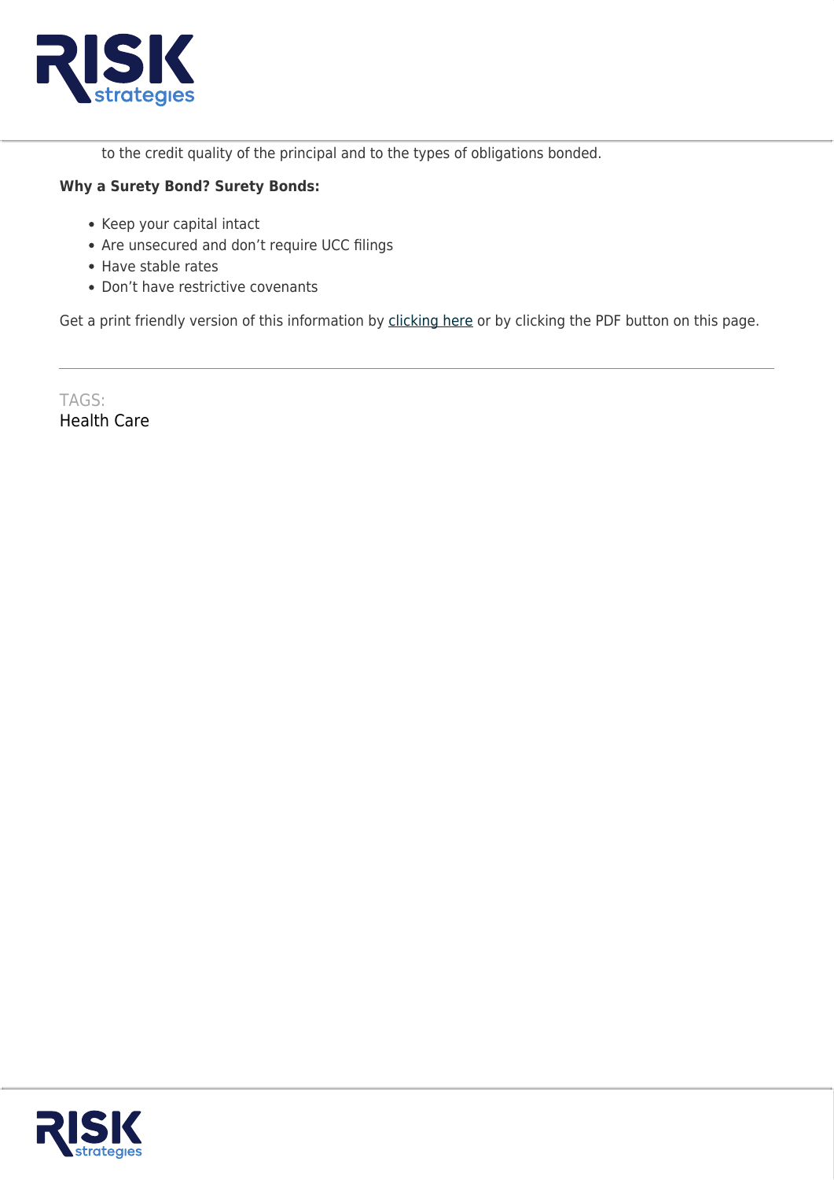to the credit quality of the principal and to the types of obligations bonded.

**Why a Surety Bond? Surety Bonds:**

- Keep your capital intact
- Are unsecured and don't require UCC filings
- Have stable rates
- Don't have restrictive covenants

Get a print friendly version of this information by clicking here or by clicking the PDF button on this page.

---

TAGS:
Health Care